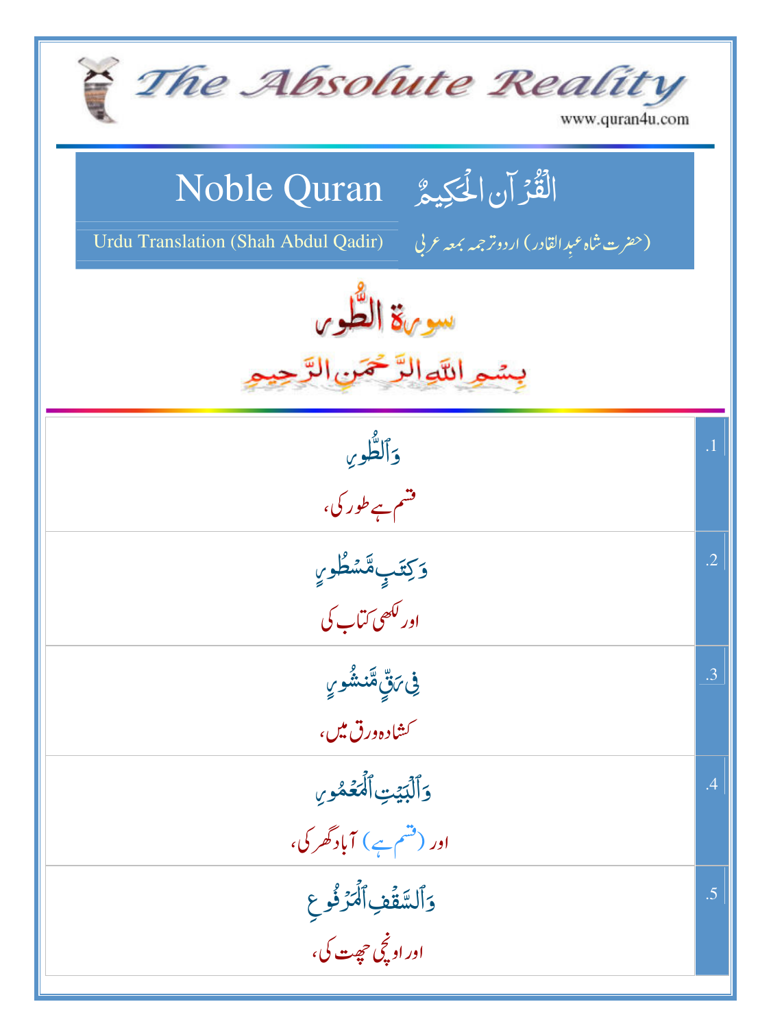# The Absolute Reality

www.quran4u.com

## Noble Quran الْقُرْآنِ الْحَكِيمُ

Urdu Translation (Shah Abdul Qadir) (حضرت شاہ عبدِالقادر) اردو ترجمہ بمعہ عربی

## سورۃ الطُّور

بِسْمِ اللَّهِ الرَّحْمَنِ الرَّحِيمِ

| | |
|---|---|
| .1 | وَٱلطُّورِ<br>قسم ہے طور کی، |
| .2 | وَكِتَـٰبٍ مَّسْطُورٍ<br>اور لکھی کتاب کی |
| .3 | فِى رَقٍّ مَّنشُورٍ<br>کشادہ ورق میں، |
| .4 | وَٱلْبَيْتِ ٱلْمَعْمُورِ<br>اور (قسم ہے) آباد گھر کی، |
| .5 | وَٱلسَّقْفِ ٱلْمَرْفُوعِ<br>اور اونچی چھت کی، |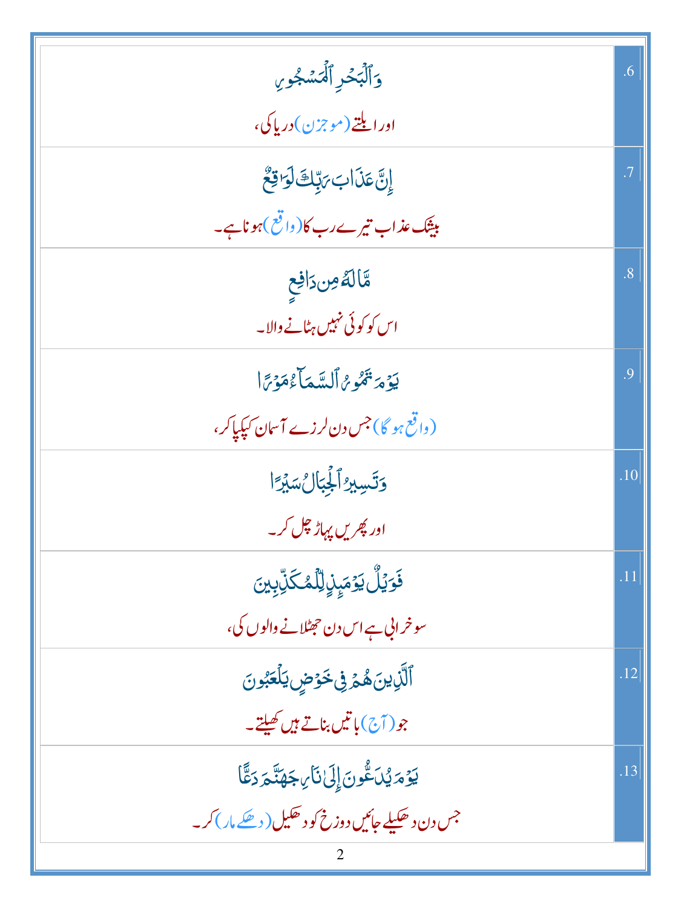| | |
|---|---|
| وَٱلۡبَحۡرِ ٱلۡمَسۡجُورِ<br>اور ابلتے (موجزن) دریا کی، | .6 |
| إِنَّ عَذَابَ رَبِّكَ لَوَٲقِعٌ<br>بیشک عذاب تیرے رب کا (واقع) ہونا ہے۔ | .7 |
| مَّا لَهُ ۥ مِن دَافِعٍ<br>اس کو کوئی نہیں ہٹانے والا۔ | .8 |
| يَوۡمَ تَمُورُ ٱلسَّمَآءُ مَوۡرًا<br>(واقع ہو گا) جس دن لرزے آسمان کپکپا کر، | .9 |
| وَتَسِيرُ ٱلۡجِبَالُ سَيۡرًا<br>اور پھریں پہاڑ چل کر۔ | .10 |
| فَوَيۡلٌ يَوۡمَٮِٕذٍ لِّلۡمُكَذِّبِينَ<br>سو خرابی ہے اس دن جھٹلانے والوں کی، | .11 |
| ٱلَّذِينَ هُمۡ فِى خَوۡضٍ يَلۡعَبُونَ<br>جو (آج) باتیں بناتے ہیں کھیلتے۔ | .12 |
| يَوۡمَ يُدَعُّونَ إِلَىٰ نَارِ جَهَنَّمَ دَعًّا<br>جس دن دھکیلے جائیں دوزخ کو دھکیل (دھکے مار) کر۔ | .13 |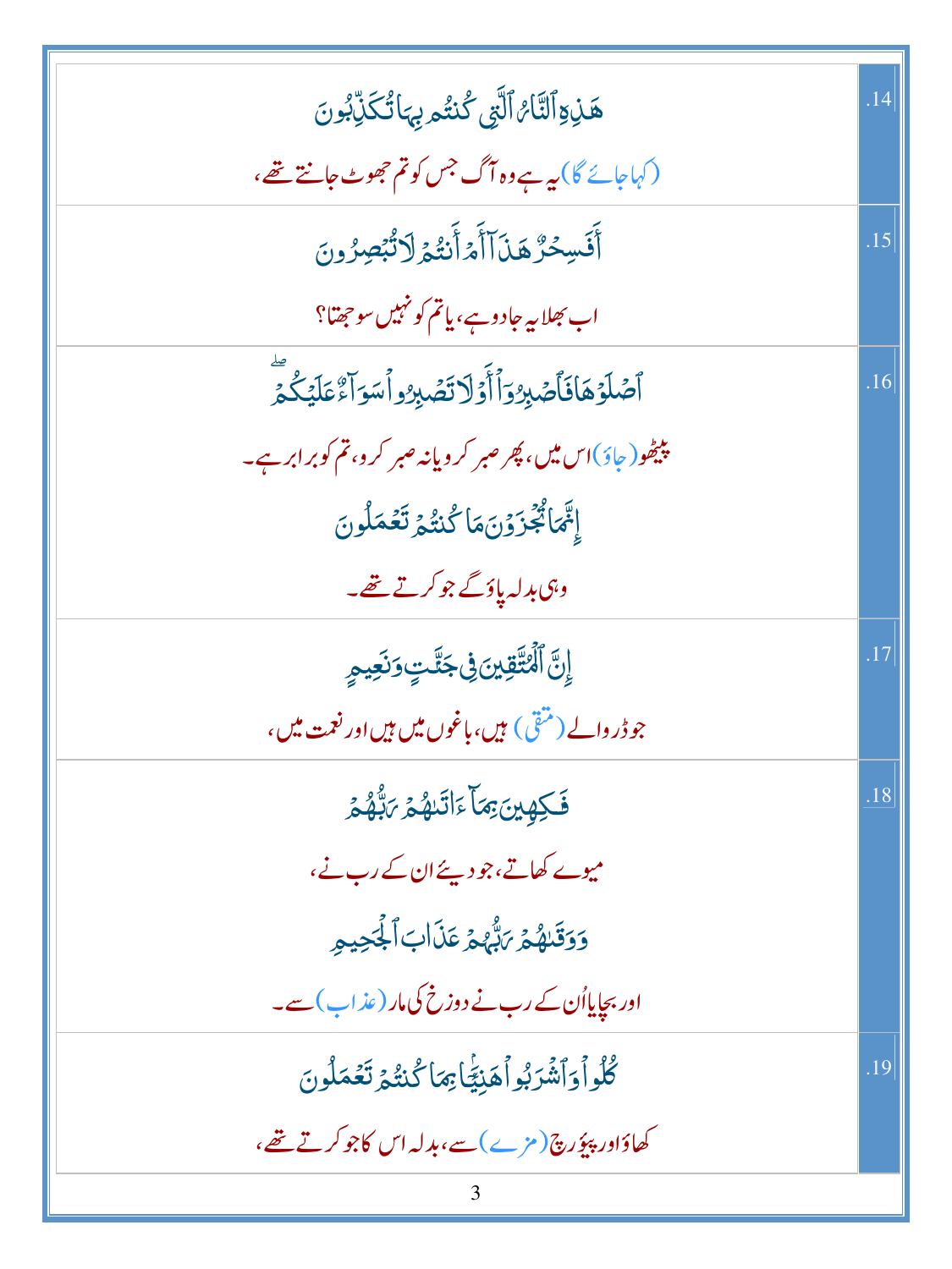| | |
|---|---|
| هَٰذِهِ ٱلنَّارُ ٱلَّتِي كُنتُم بِهَا تُكَذِّبُونَ<br>(کہا جائے گا) یہ ہے وہ آگ جس کو تم جھوٹ جانتے تھے، | .14 |
| أَفَسِحْرٌ هَٰذَآ أَمْ أَنتُمْ لَا تُبْصِرُونَ<br>اب بھلا یہ جادو ہے، یا تم کو نہیں سوجھتا؟ | .15 |
| ٱصْلَوْهَا فَٱصْبِرُوٓا۟ أَوْ لَا تَصْبِرُوا۟ سَوَآءٌ عَلَيْكُمْ ۖ<br>پیٹھو (جاؤ) اس میں، پھر صبر کرو یا نہ صبر کرو، تم کو برابر ہے۔<br>إِنَّمَا تُجْزَوْنَ مَا كُنتُمْ تَعْمَلُونَ<br>وہی بدلہ پاؤ گے جو کرتے تھے۔ | .16 |
| إِنَّ ٱلْمُتَّقِينَ فِي جَنَّٰتٍ وَنَعِيمٍ<br>جو ڈر والے (متقی) ہیں، باغوں میں ہیں اور نعمت میں، | .17 |
| فَٰكِهِينَ بِمَآ ءَاتَىٰهُمْ رَبُّهُمْ<br>میوے کھاتے، جو دیئے ان کے رب نے،<br>وَوَقَىٰهُمْ رَبُّهُمْ عَذَابَ ٱلْجَحِيمِ<br>اور بچایا اُن کے رب نے دوزخ کی مار (عذاب) سے۔ | .18 |
| كُلُوا۟ وَٱشْرَبُوا۟ هَنِيٓـًٔا بِمَا كُنتُمْ تَعْمَلُونَ<br>کھاؤ اور پیو رچ (مزے) سے، بدلہ اس کا جو کرتے تھے، | .19 |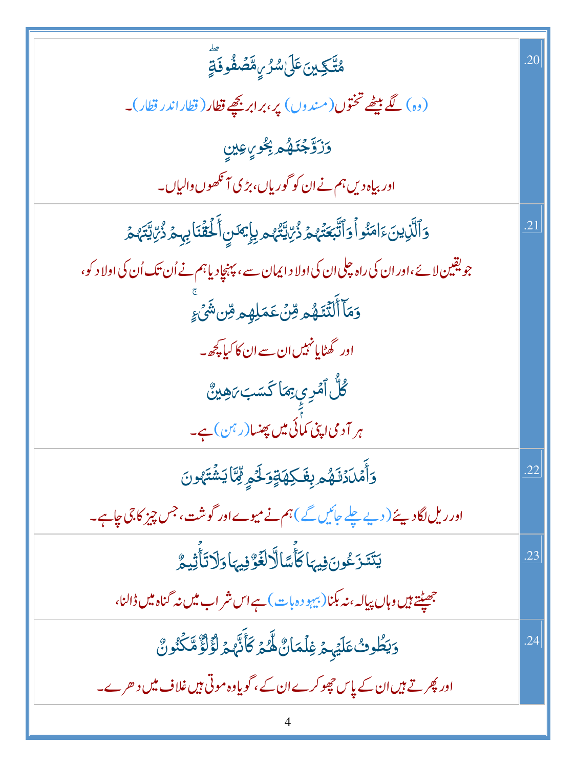| | |
|---|---|
| مُتَّكِـِٔينَ عَلَىٰ سُرُرٍ مَّصۡفُوفَةٍ ۖ<br>(وہ) لگے بیٹھے تختوں (مسندوں) پر، برابر بچھے قطار (قطار اندر قطار)۔<br>وَزَوَّجۡنَـٰهُم بِحُورٍ عِينٍ<br>اور بیاہ دیں ہم نے ان کو گوریاں، بڑی آنکھوں والیاں۔ | .20 |
| وَٱلَّذِينَ ءَامَنُواْ وَٱتَّبَعَتۡهُمۡ ذُرِّيَّتُهُم بِإِيمَـٰنٍ أَلۡحَقۡنَا بِهِمۡ ذُرِّيَّتَهُمۡ<br>جو یقین لائے، اور ان کی راہ چلی ان کی اولاد ایمان سے، پہنچا دیا ہم نے اُن تک اُن کی اولاد کو،<br>وَمَآ أَلَتۡنَـٰهُم مِّنۡ عَمَلِهِم مِّن شَىۡءٍ ۚ<br>اور گھٹایا نہیں ان سے ان کا کیا کچھ۔<br>كُلُّ ٱمۡرِىِٕۭ بِمَا كَسَبَ رَهِينٌ<br>ہر آدمی اپنی کمائی میں پھنسا (رہن) ہے۔ | .21 |
| وَأَمۡدَدۡنَـٰهُم بِفَـٰكِهَةٍ وَلَحۡمٍ مِّمَّا يَشۡتَهُونَ<br>اور ریل لگا دیئے (دیے چلے جائیں گے) ہم نے میوے اور گوشت، جس چیز کا جی چاہے۔ | .22 |
| يَتَنَـٰزَعُونَ فِيهَا كَأۡسًا لَّا لَغۡوٌ فِيهَا وَلَا تَأۡثِيمٌ<br>جھپٹتے ہیں وہاں پیالہ، نہ بکنا (بیہودہ بات) ہے اس شراب میں نہ گناہ میں ڈالنا، | .23 |
| وَيَطُوفُ عَلَيۡهِمۡ غِلۡمَانٌ لَّهُمۡ كَأَنَّهُمۡ لُؤۡلُؤٌ مَّكۡنُونٌ<br>اور پھرتے ہیں ان کے پاس چھوکرے ان کے، گویا وہ موتی ہیں غلاف میں دھرے۔ | .24 |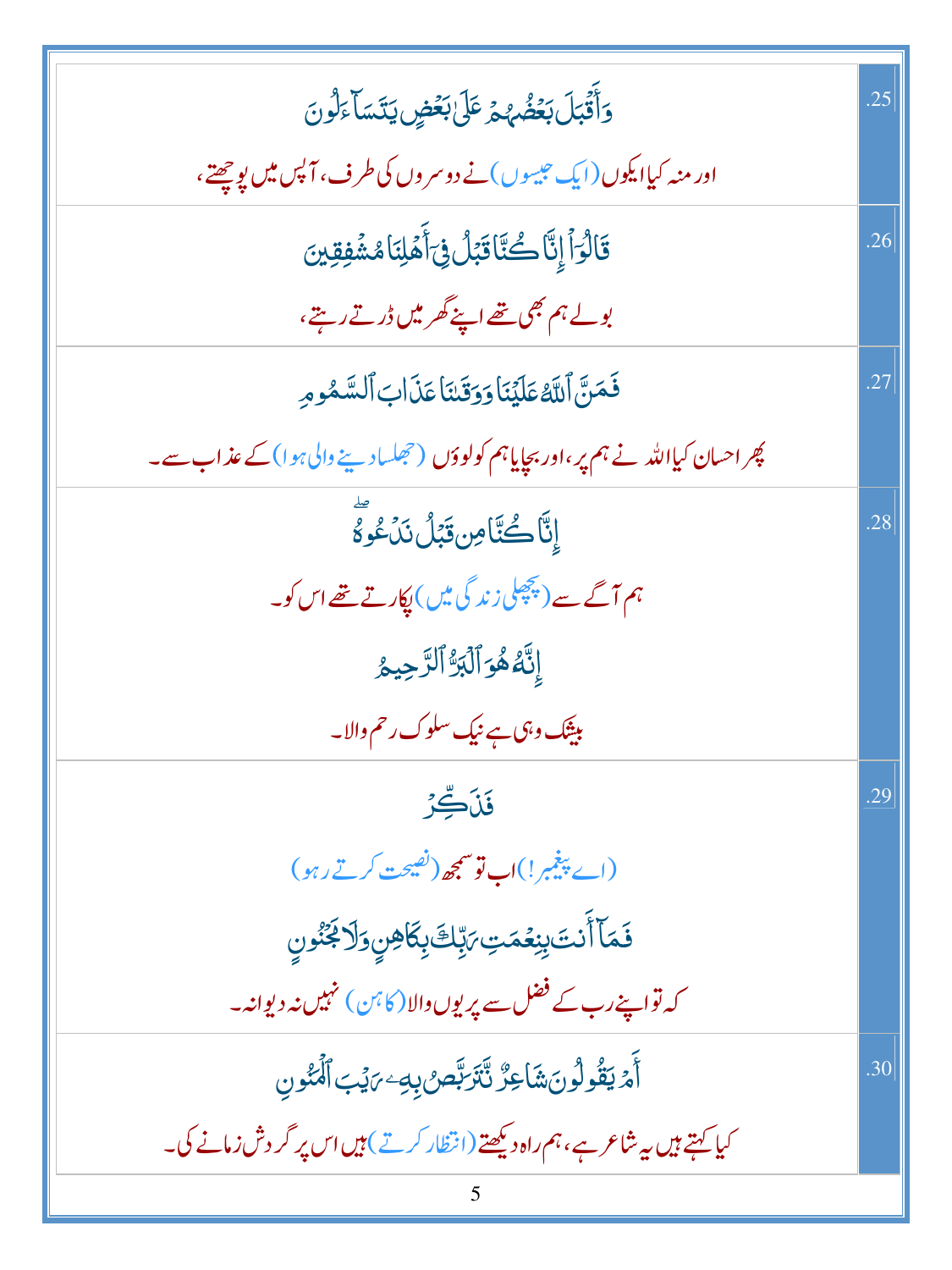| | |
|---|---|
| وَأَقْبَلَ بَعْضُهُمْ عَلَىٰ بَعْضٍ يَتَسَآءَلُونَ<br><br>اور منہ کیا ایکوں (ایک جیسوں) نے دوسروں کی طرف، آپس میں پوچھتے، | .25 |
| قَالُوٓاْ إِنَّا كُنَّا قَبْلُ فِىٓ أَهْلِنَا مُشْفِقِينَ<br><br>بولے ہم بھی تھے اپنے گھر میں ڈرتے رہتے، | .26 |
| فَمَنَّ ٱللَّهُ عَلَيْنَا وَوَقَىٰنَا عَذَابَ ٱلسَّمُومِ<br><br>پھر احسان کیا اللہ نے ہم پر، اور بچایا ہم کو لوؤں (جھلسا دینے والی ہوا) کے عذاب سے۔ | .27 |
| إِنَّا كُنَّا مِن قَبْلُ نَدْعُوهُ ۖ<br><br>ہم آگے سے (پچھلی زندگی میں) پکارتے تھے اس کو۔<br><br>إِنَّهُۥ هُوَ ٱلْبَرُّ ٱلرَّحِيمُ<br><br>بیشک وہی ہے نیک سلوک رحم والا۔ | .28 |
| فَذَكِّرْ<br><br>(اے پیغمبر!) اب تو سمجھ (نصیحت کرتے رہو)<br><br>فَمَآ أَنتَ بِنِعْمَتِ رَبِّكَ بِكَاهِنٍ وَلَا مَجْنُونٍ<br><br>کہ تو اپنے رب کے فضل سے پریوں والا (کاہن) نہیں نہ دیوانہ۔ | .29 |
| أَمْ يَقُولُونَ شَاعِرٌ نَّتَرَبَّصُ بِهِۦ رَيْبَ ٱلْمَنُونِ<br><br>کیا کہتے ہیں یہ شاعر ہے، ہم راہ دیکھتے (انتظار کرتے) ہیں اس پر گردش زمانے کی۔ | .30 |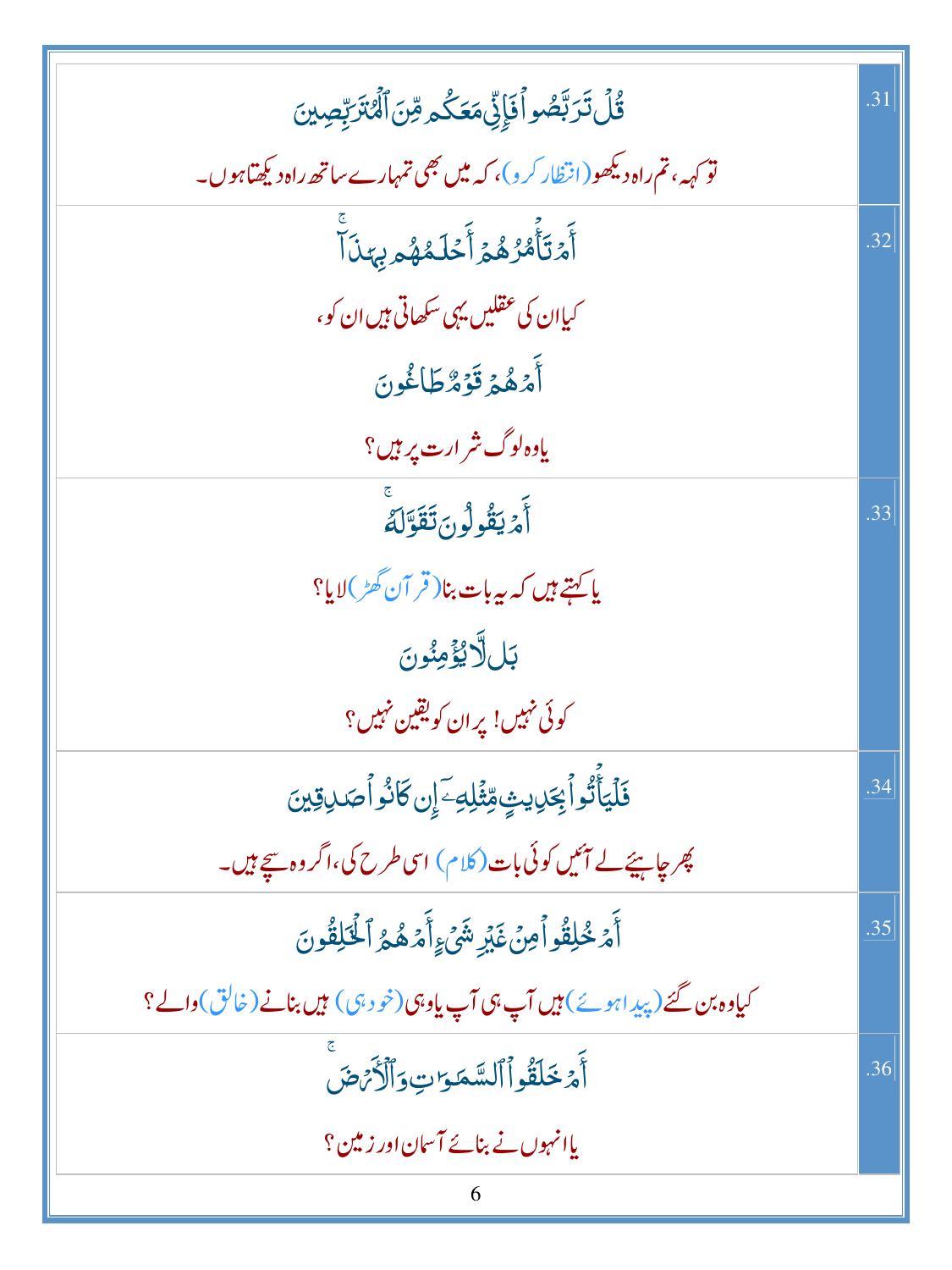| | |
|---|---|
| قُلْ تَرَبَّصُوا فَإِنِّي مَعَكُم مِّنَ الْمُتَرَبِّصِينَ<br>تو کہہ، تم راہ دیکھو (انتظار کرو)، کہ میں بھی تمہارے ساتھ راہ دیکھتا ہوں۔ | .31 |
| أَمْ تَأْمُرُهُمْ أَحْلَامُهُم بِهَٰذَا ۚ<br>کیا ان کی عقلیں یہی سکھاتی ہیں ان کو،<br>أَمْ هُمْ قَوْمٌ طَاغُونَ<br>یا وہ لوگ شرارت پر ہیں؟ | .32 |
| أَمْ يَقُولُونَ تَقَوَّلَهُ ۚ<br>یا کہتے ہیں کہ یہ بات بنا (قرآن گھڑ) لایا؟<br>بَل لَّا يُؤْمِنُونَ<br>کوئی نہیں! پر ان کو یقین نہیں؟ | .33 |
| فَلْيَأْتُوا بِحَدِيثٍ مِّثْلِهِ إِن كَانُوا صَادِقِينَ<br>پھر چاہیئے لے آئیں کوئی بات (کلام) اسی طرح کی، اگر وہ سچے ہیں۔ | .34 |
| أَمْ خُلِقُوا مِنْ غَيْرِ شَيْءٍ أَمْ هُمُ الْخَالِقُونَ<br>کیا وہ بن گئے (پیدا ہوئے) ہیں آپ ہی آپ یا وہی (خود ہی) ہیں بنانے (خالق) والے؟ | .35 |
| أَمْ خَلَقُوا السَّمَاوَاتِ وَالْأَرْضَ ۚ<br>یا انہوں نے بنائے آسمان اور زمین؟ | .36 |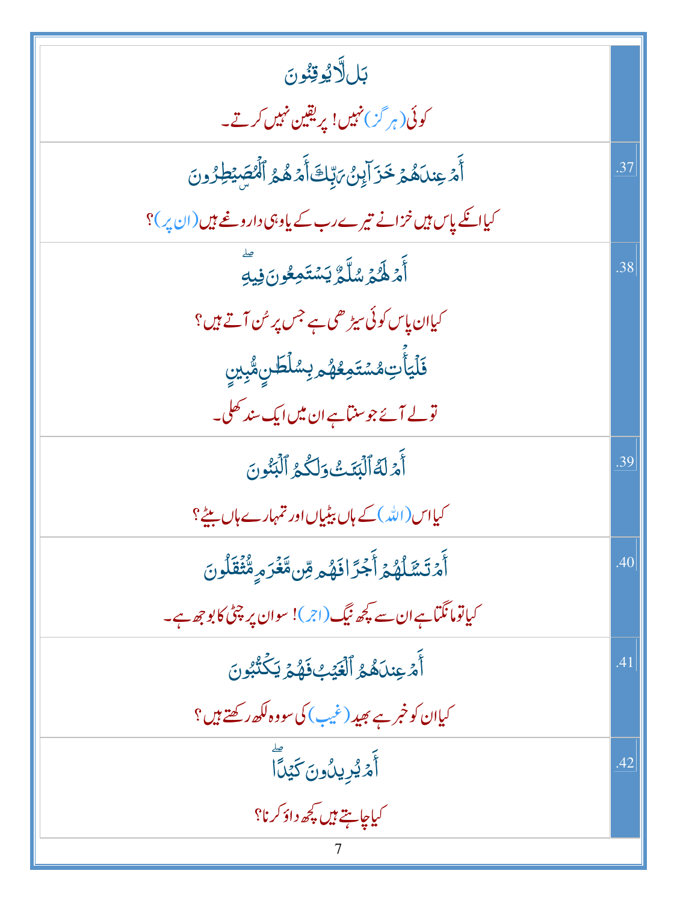| | |
|---|---|
| بَل لَّا يُوقِنُونَ<br>کوئی (ہرگز) نہیں! پر یقین نہیں کرتے۔ | |
| أَمْ عِندَهُمْ خَزَآئِنُ رَبِّكَ أَمْ هُمُ ٱلْمُصَيْطِرُونَ<br>کیا انکے پاس ہیں خزانے تیرے رب کے یا وہی داروغے ہیں (ان پر)؟ | .37 |
| أَمْ لَهُمْ سُلَّمٌ يَسْتَمِعُونَ فِيهِ<br>کیا ان پاس کوئی سیڑھی ہے جس پر سُن آتے ہیں؟<br>فَلْيَأْتِ مُسْتَمِعُهُم بِسُلْطَٰنٍ مُّبِينٍ<br>تو لے آئے جو سنتا ہے ان میں ایک سند کھلی۔ | .38 |
| أَمْ لَهُ ٱلْبَنَٰتُ وَلَكُمُ ٱلْبَنُونَ<br>کیا اس (اللہ) کے ہاں بیٹیاں اور تمہارے ہاں بیٹے؟ | .39 |
| أَمْ تَسْـَٔلُهُمْ أَجْرًا فَهُم مِّن مَّغْرَمٍ مُّثْقَلُونَ<br>کیا تو مانگتا ہے ان سے کچھ نیگ (اجر)! سو ان پر چٹی کا بوجھ ہے۔ | .40 |
| أَمْ عِندَهُمُ ٱلْغَيْبُ فَهُمْ يَكْتُبُونَ<br>کیا ان کو خبر ہے بھید (غیب) کی سو وہ لکھ رکھتے ہیں؟ | .41 |
| أَمْ يُرِيدُونَ كَيْدًا<br>کیا چاہتے ہیں کچھ داؤ کرنا؟ | .42 |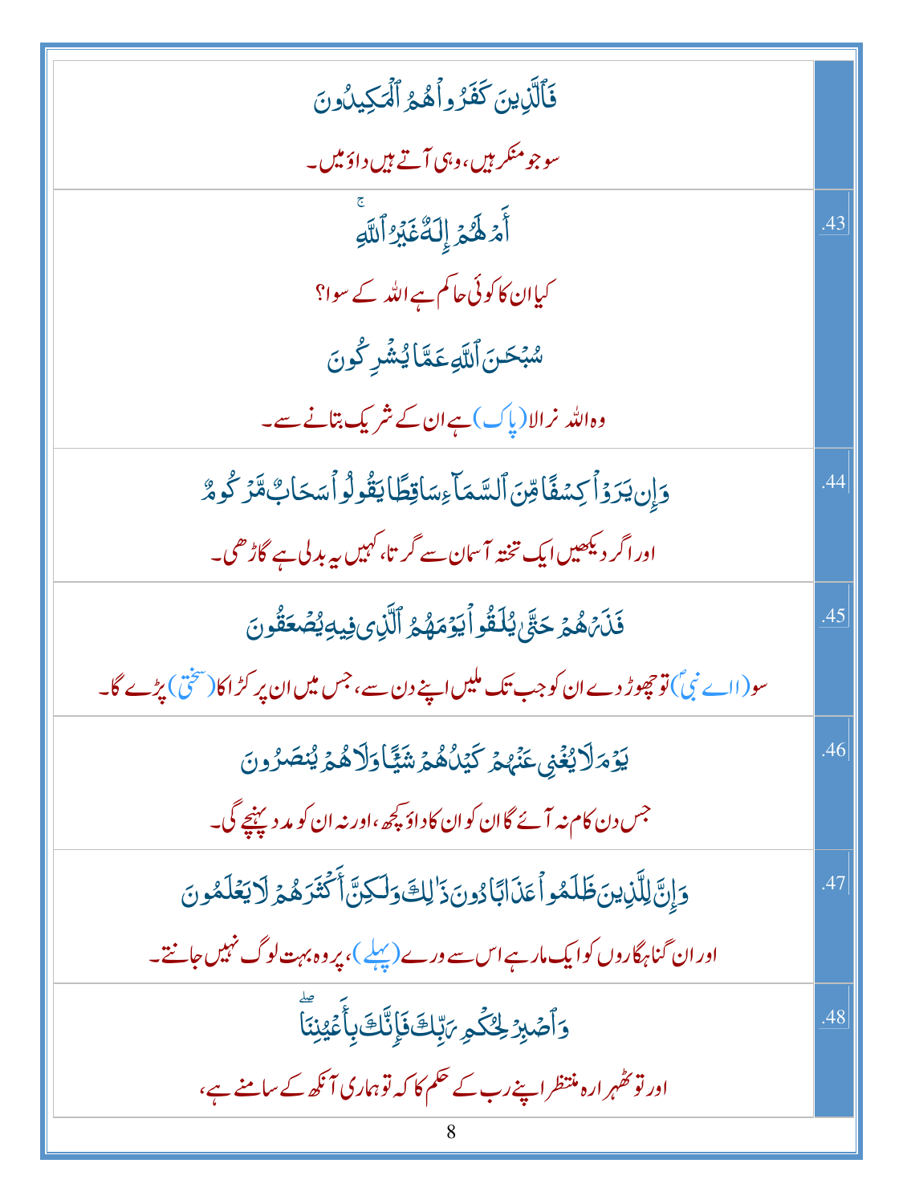| | |
|---|---|
| فَٱلَّذِينَ كَفَرُواْ هُمُ ٱلۡمَكِيدُونَ<br>سو جو منکر ہیں، وہی آتے ہیں داؤ میں۔ | |
| أَمۡ لَهُمۡ إِلَٰهٌ غَيۡرُ ٱللَّهِۚ<br>کیا ان کا کوئی حاکم ہے اللہ کے سوا؟<br>سُبۡحَٰنَ ٱللَّهِ عَمَّا يُشۡرِكُونَ<br>وہ اللہ نرالا (پاک) ہے ان کے شریک بتانے سے۔ | .43 |
| وَإِن يَرَوۡاْ كِسۡفًا مِّنَ ٱلسَّمَآءِ سَاقِطًا يَقُولُواْ سَحَابٌ مَّرۡكُومٌ<br>اور اگر دیکھیں ایک تختہ آسمان سے گرتا، کہیں یہ بدلی ہے گاڑھی۔ | .44 |
| فَذَرۡهُمۡ حَتَّىٰ يُلَٰقُواْ يَوۡمَهُمُ ٱلَّذِي فِيهِ يُصۡعَقُونَ<br>سو (اے نبیؐ) تو چھوڑ دے ان کو جب تک ملیں اپنے دن سے، جس میں ان پر کڑاکا (سختی) پڑے گا۔ | .45 |
| يَوۡمَ لَا يُغۡنِي عَنۡهُمۡ كَيۡدُهُمۡ شَيۡـًٔا وَلَا هُمۡ يُنصَرُونَ<br>جس دن کام نہ آئے گا ان کو ان کا داؤ کچھ، اور نہ ان کو مدد پہنچے گی۔ | .46 |
| وَإِنَّ لِلَّذِينَ ظَلَمُواْ عَذَابًا دُونَ ذَٰلِكَ وَلَٰكِنَّ أَكۡثَرَهُمۡ لَا يَعۡلَمُونَ<br>اور ان گنہگاروں کو ایک مار ہے اس سے ورے (پہلے)، پر وہ بہت لوگ نہیں جانتے۔ | .47 |
| وَٱصۡبِرۡ لِحُكۡمِ رَبِّكَ فَإِنَّكَ بِأَعۡيُنِنَاۖ<br>اور تو ٹھہرا رہ منتظر اپنے رب کے حکم کا کہ تو ہماری آنکھ کے سامنے ہے، | .48 |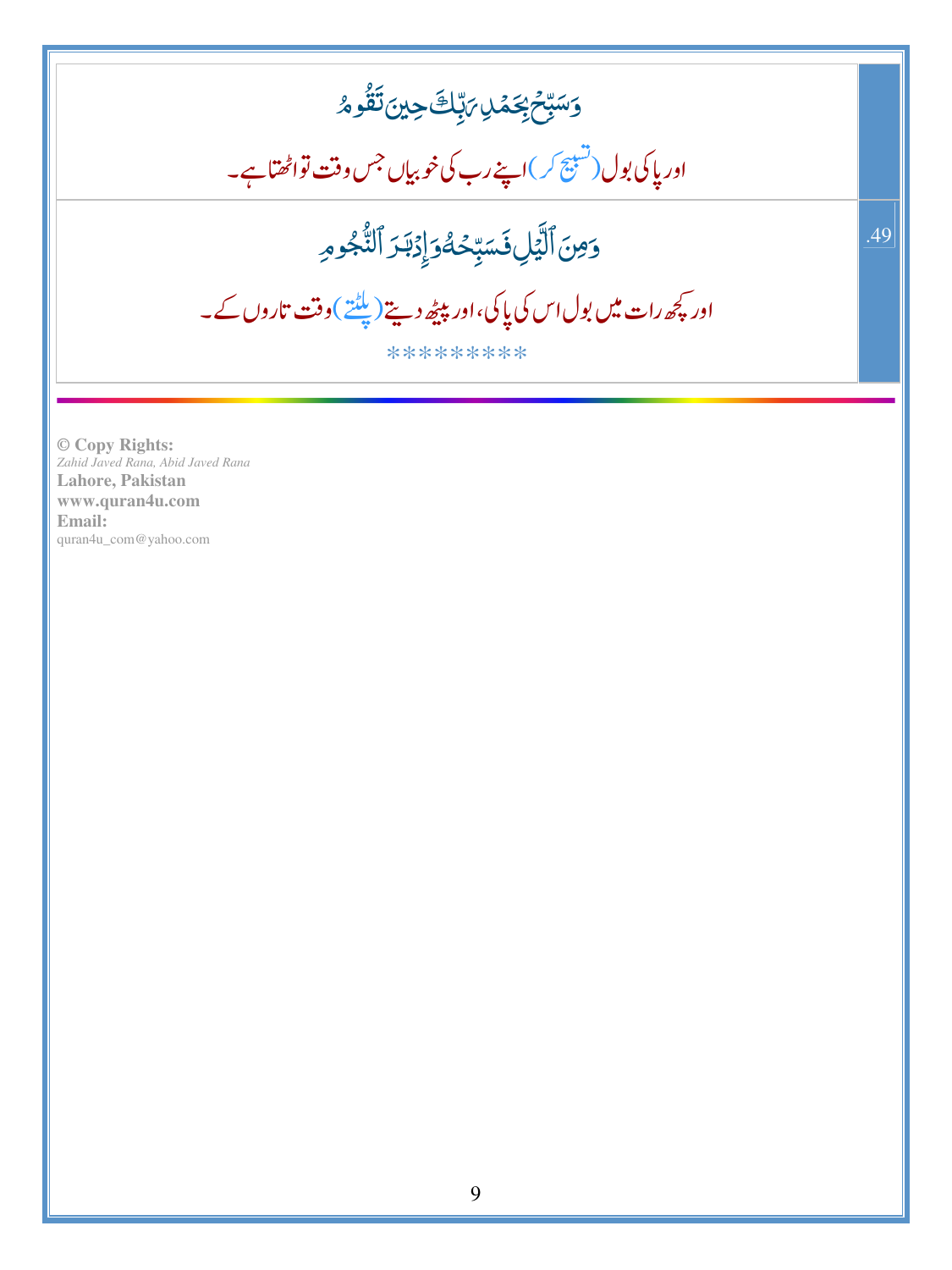| | |
|---|---|
| وَسَبِّحْ بِحَمْدِ رَبِّكَ حِينَ تَقُومُ<br>اور پاکی بول (تسبیح کر) اپنے رب کی خوبیاں جس وقت تو اٹھتا ہے۔ | |
| وَمِنَ ٱلَّيْلِ فَسَبِّحْهُ وَإِدْبَٰرَ ٱلنُّجُومِ<br>اور کچھ رات میں بول اس کی پاکی، اور پیٹھ دیتے (پلٹتے) وقت تاروں کے۔<br>********* | .49 |

**© Copy Rights:**
*Zahid Javed Rana, Abid Javed Rana*
**Lahore, Pakistan**
**www.quran4u.com**
**Email:**
quran4u_com@yahoo.com